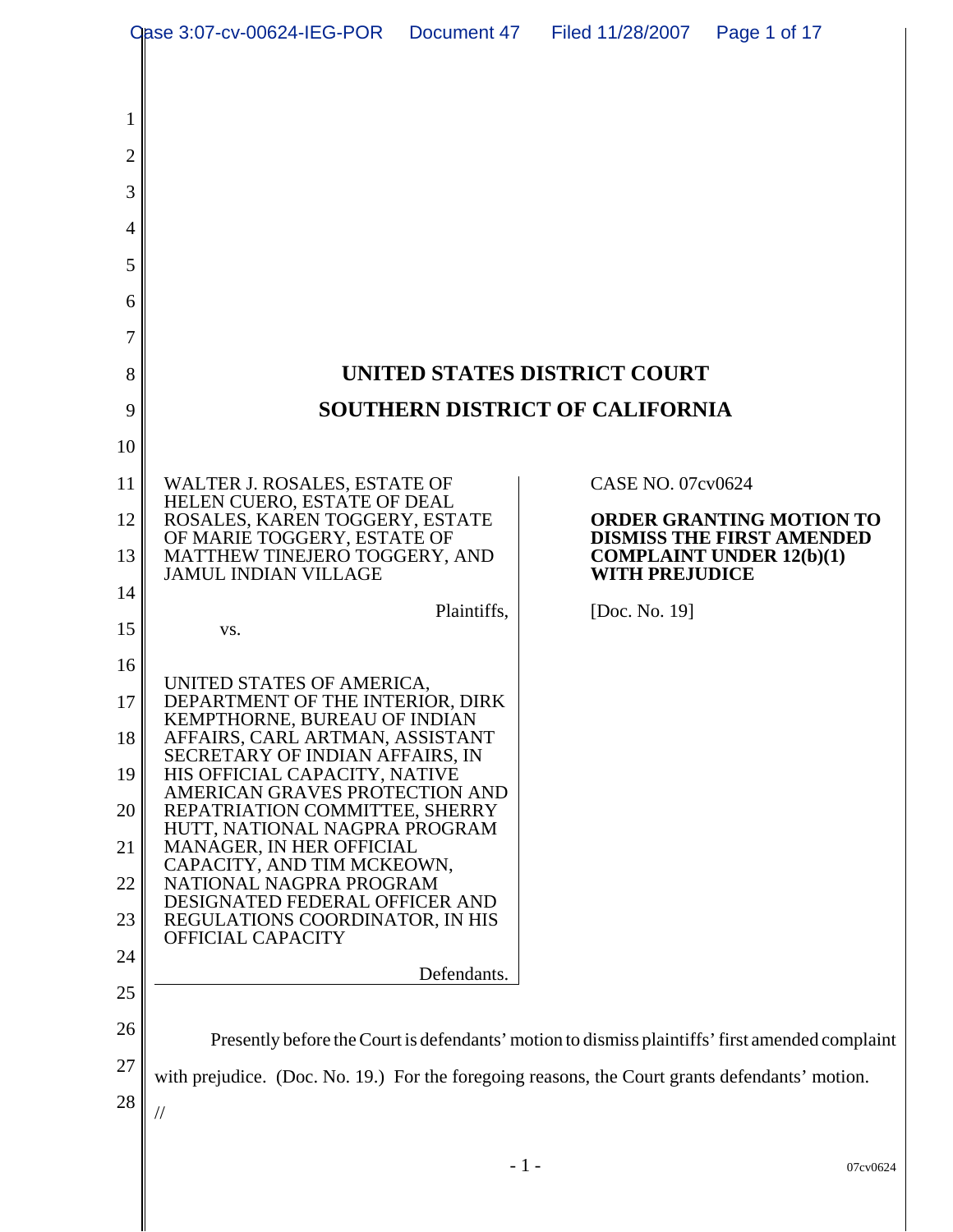# UNITED STATES DISTRICT COURT

# SOUTHERN DISTRICT OF CALIFORNIA

| | |
|---|---|
| WALTER J. ROSALES, ESTATE OF HELEN CUERO, ESTATE OF DEAL ROSALES, KAREN TOGGERY, ESTATE OF MARIE TOGGERY, ESTATE OF MATTHEW TINEJERO TOGGERY, AND JAMUL INDIAN VILLAGE<br><br>Plaintiffs,<br><br>vs.<br><br>UNITED STATES OF AMERICA, DEPARTMENT OF THE INTERIOR, DIRK KEMPTHORNE, BUREAU OF INDIAN AFFAIRS, CARL ARTMAN, ASSISTANT SECRETARY OF INDIAN AFFAIRS, IN HIS OFFICIAL CAPACITY, NATIVE AMERICAN GRAVES PROTECTION AND REPATRIATION COMMITTEE, SHERRY HUTT, NATIONAL NAGPRA PROGRAM MANAGER, IN HER OFFICIAL CAPACITY, AND TIM MCKEOWN, NATIONAL NAGPRA PROGRAM DESIGNATED FEDERAL OFFICER AND REGULATIONS COORDINATOR, IN HIS OFFICIAL CAPACITY<br><br>Defendants. | CASE NO. 07cv0624<br><br>**ORDER GRANTING MOTION TO DISMISS THE FIRST AMENDED COMPLAINT UNDER 12(b)(1) WITH PREJUDICE**<br><br>[Doc. No. 19] |

Presently before the Court is defendants' motion to dismiss plaintiffs' first amended complaint with prejudice. (Doc. No. 19.) For the foregoing reasons, the Court grants defendants' motion.

//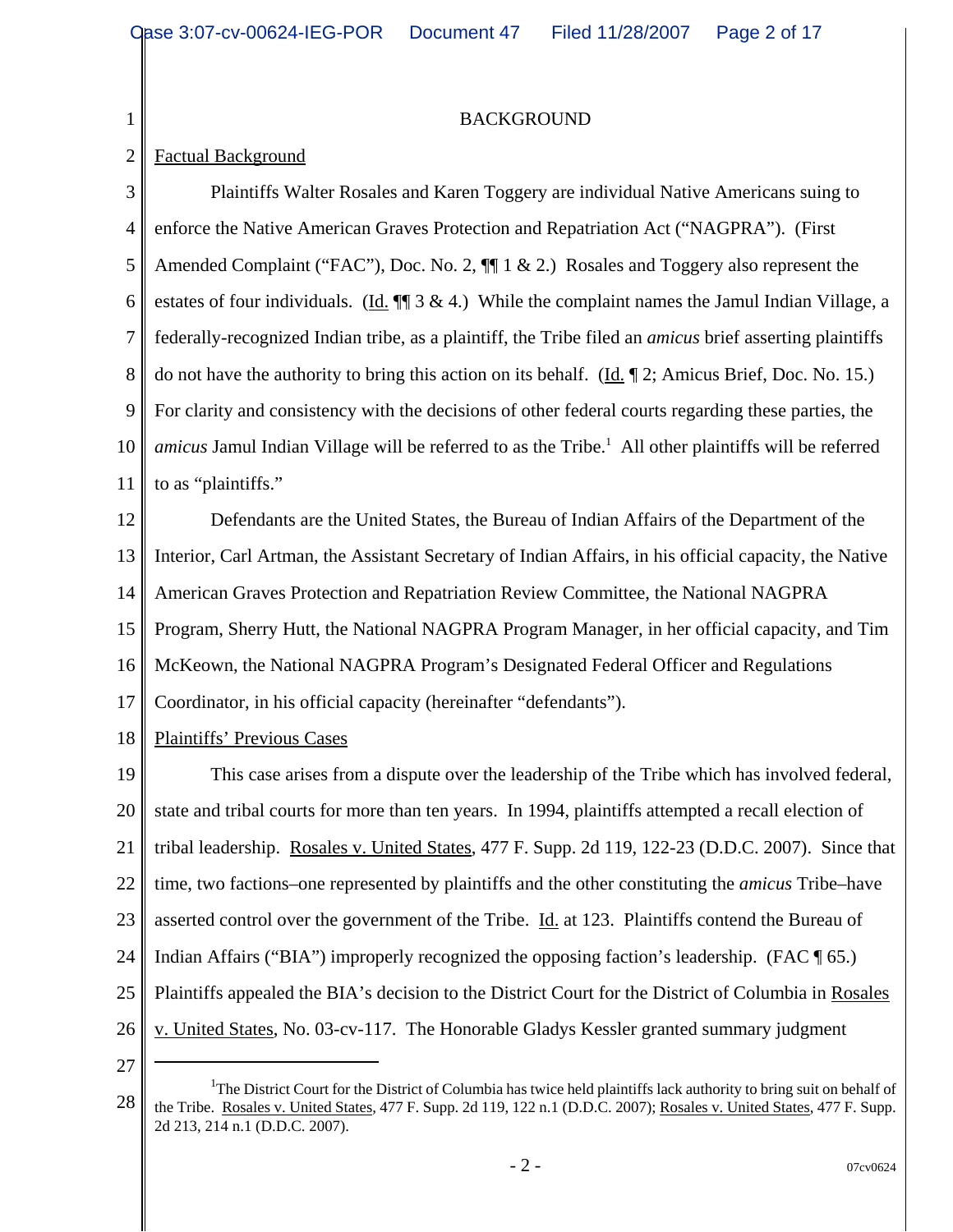# BACKGROUND

Factual Background

Plaintiffs Walter Rosales and Karen Toggery are individual Native Americans suing to enforce the Native American Graves Protection and Repatriation Act ("NAGPRA"). (First Amended Complaint ("FAC"), Doc. No. 2, ¶¶ 1 & 2.) Rosales and Toggery also represent the estates of four individuals. (Id. ¶¶ 3 & 4.) While the complaint names the Jamul Indian Village, a federally-recognized Indian tribe, as a plaintiff, the Tribe filed an *amicus* brief asserting plaintiffs do not have the authority to bring this action on its behalf. (Id. ¶ 2; Amicus Brief, Doc. No. 15.) For clarity and consistency with the decisions of other federal courts regarding these parties, the *amicus* Jamul Indian Village will be referred to as the Tribe.[1] All other plaintiffs will be referred to as "plaintiffs."

Defendants are the United States, the Bureau of Indian Affairs of the Department of the Interior, Carl Artman, the Assistant Secretary of Indian Affairs, in his official capacity, the Native American Graves Protection and Repatriation Review Committee, the National NAGPRA Program, Sherry Hutt, the National NAGPRA Program Manager, in her official capacity, and Tim McKeown, the National NAGPRA Program's Designated Federal Officer and Regulations Coordinator, in his official capacity (hereinafter "defendants").

Plaintiffs' Previous Cases

This case arises from a dispute over the leadership of the Tribe which has involved federal, state and tribal courts for more than ten years. In 1994, plaintiffs attempted a recall election of tribal leadership. Rosales v. United States, 477 F. Supp. 2d 119, 122-23 (D.D.C. 2007). Since that time, two factions–one represented by plaintiffs and the other constituting the *amicus* Tribe–have asserted control over the government of the Tribe. Id. at 123. Plaintiffs contend the Bureau of Indian Affairs ("BIA") improperly recognized the opposing faction's leadership. (FAC ¶ 65.) Plaintiffs appealed the BIA's decision to the District Court for the District of Columbia in Rosales v. United States, No. 03-cv-117. The Honorable Gladys Kessler granted summary judgment

[1] The District Court for the District of Columbia has twice held plaintiffs lack authority to bring suit on behalf of the Tribe. Rosales v. United States, 477 F. Supp. 2d 119, 122 n.1 (D.D.C. 2007); Rosales v. United States, 477 F. Supp. 2d 213, 214 n.1 (D.D.C. 2007).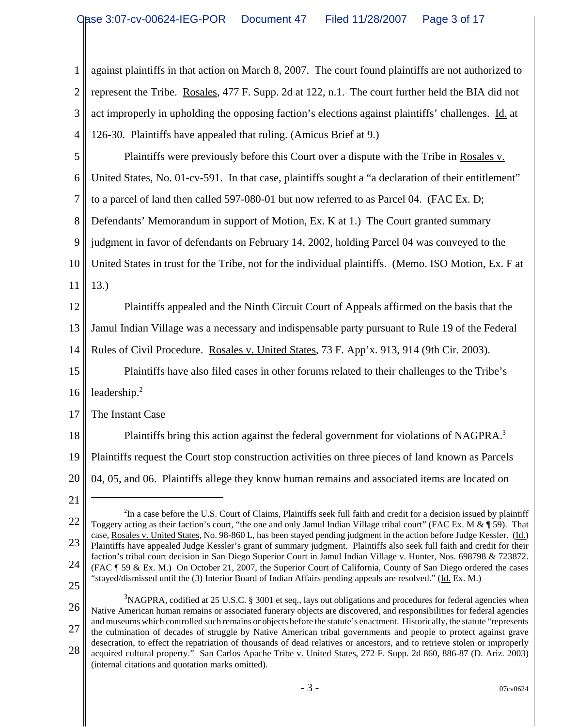against plaintiffs in that action on March 8, 2007. The court found plaintiffs are not authorized to represent the Tribe. Rosales, 477 F. Supp. 2d at 122, n.1. The court further held the BIA did not act improperly in upholding the opposing faction's elections against plaintiffs' challenges. Id. at 126-30. Plaintiffs have appealed that ruling. (Amicus Brief at 9.)

Plaintiffs were previously before this Court over a dispute with the Tribe in Rosales v. United States, No. 01-cv-591. In that case, plaintiffs sought a "a declaration of their entitlement" to a parcel of land then called 597-080-01 but now referred to as Parcel 04. (FAC Ex. D; Defendants' Memorandum in support of Motion, Ex. K at 1.) The Court granted summary judgment in favor of defendants on February 14, 2002, holding Parcel 04 was conveyed to the United States in trust for the Tribe, not for the individual plaintiffs. (Memo. ISO Motion, Ex. F at 13.)

Plaintiffs appealed and the Ninth Circuit Court of Appeals affirmed on the basis that the Jamul Indian Village was a necessary and indispensable party pursuant to Rule 19 of the Federal Rules of Civil Procedure. Rosales v. United States, 73 F. App'x. 913, 914 (9th Cir. 2003).

Plaintiffs have also filed cases in other forums related to their challenges to the Tribe's leadership.[2]

The Instant Case

Plaintiffs bring this action against the federal government for violations of NAGPRA.[3] Plaintiffs request the Court stop construction activities on three pieces of land known as Parcels 04, 05, and 06. Plaintiffs allege they know human remains and associated items are located on

---

[2]In a case before the U.S. Court of Claims, Plaintiffs seek full faith and credit for a decision issued by plaintiff Toggery acting as their faction's court, "the one and only Jamul Indian Village tribal court" (FAC Ex. M & ¶ 59). That case, Rosales v. United States, No. 98-860 L, has been stayed pending judgment in the action before Judge Kessler. (Id.) Plaintiffs have appealed Judge Kessler's grant of summary judgment. Plaintiffs also seek full faith and credit for their faction's tribal court decision in San Diego Superior Court in Jamul Indian Village v. Hunter, Nos. 698798 & 723872. (FAC ¶ 59 & Ex. M.) On October 21, 2007, the Superior Court of California, County of San Diego ordered the cases "stayed/dismissed until the (3) Interior Board of Indian Affairs pending appeals are resolved." (Id. Ex. M.)

[3]NAGPRA, codified at 25 U.S.C. § 3001 et seq., lays out obligations and procedures for federal agencies when Native American human remains or associated funerary objects are discovered, and responsibilities for federal agencies and museums which controlled such remains or objects before the statute's enactment. Historically, the statute "represents the culmination of decades of struggle by Native American tribal governments and people to protect against grave desecration, to effect the repatriation of thousands of dead relatives or ancestors, and to retrieve stolen or improperly acquired cultural property." San Carlos Apache Tribe v. United States, 272 F. Supp. 2d 860, 886-87 (D. Ariz. 2003) (internal citations and quotation marks omitted).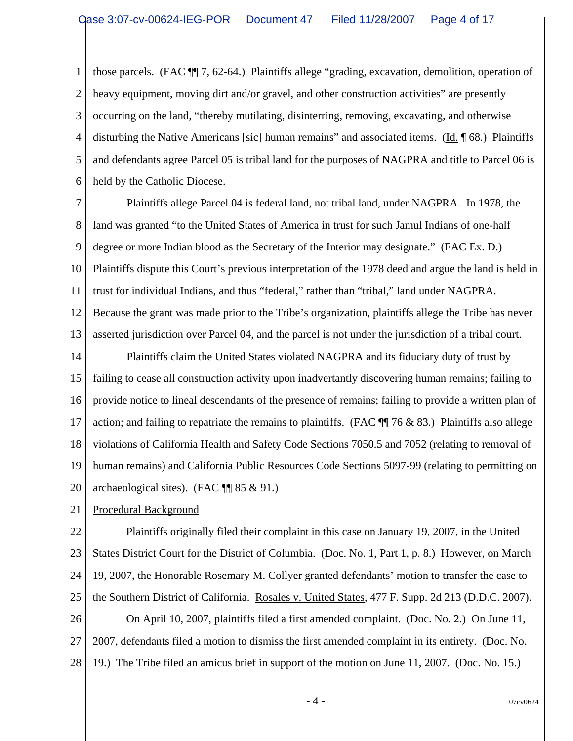those parcels. (FAC ¶¶ 7, 62-64.) Plaintiffs allege "grading, excavation, demolition, operation of heavy equipment, moving dirt and/or gravel, and other construction activities" are presently occurring on the land, "thereby mutilating, disinterring, removing, excavating, and otherwise disturbing the Native Americans [sic] human remains" and associated items. (Id. ¶ 68.) Plaintiffs and defendants agree Parcel 05 is tribal land for the purposes of NAGPRA and title to Parcel 06 is held by the Catholic Diocese.

Plaintiffs allege Parcel 04 is federal land, not tribal land, under NAGPRA. In 1978, the land was granted "to the United States of America in trust for such Jamul Indians of one-half degree or more Indian blood as the Secretary of the Interior may designate." (FAC Ex. D.) Plaintiffs dispute this Court's previous interpretation of the 1978 deed and argue the land is held in trust for individual Indians, and thus "federal," rather than "tribal," land under NAGPRA. Because the grant was made prior to the Tribe's organization, plaintiffs allege the Tribe has never asserted jurisdiction over Parcel 04, and the parcel is not under the jurisdiction of a tribal court.

Plaintiffs claim the United States violated NAGPRA and its fiduciary duty of trust by failing to cease all construction activity upon inadvertantly discovering human remains; failing to provide notice to lineal descendants of the presence of remains; failing to provide a written plan of action; and failing to repatriate the remains to plaintiffs. (FAC ¶¶ 76 & 83.) Plaintiffs also allege violations of California Health and Safety Code Sections 7050.5 and 7052 (relating to removal of human remains) and California Public Resources Code Sections 5097-99 (relating to permitting on archaeological sites). (FAC ¶¶ 85 & 91.)

Procedural Background

Plaintiffs originally filed their complaint in this case on January 19, 2007, in the United States District Court for the District of Columbia. (Doc. No. 1, Part 1, p. 8.) However, on March 19, 2007, the Honorable Rosemary M. Collyer granted defendants' motion to transfer the case to the Southern District of California. Rosales v. United States, 477 F. Supp. 2d 213 (D.D.C. 2007).

On April 10, 2007, plaintiffs filed a first amended complaint. (Doc. No. 2.) On June 11, 2007, defendants filed a motion to dismiss the first amended complaint in its entirety. (Doc. No. 19.) The Tribe filed an amicus brief in support of the motion on June 11, 2007. (Doc. No. 15.)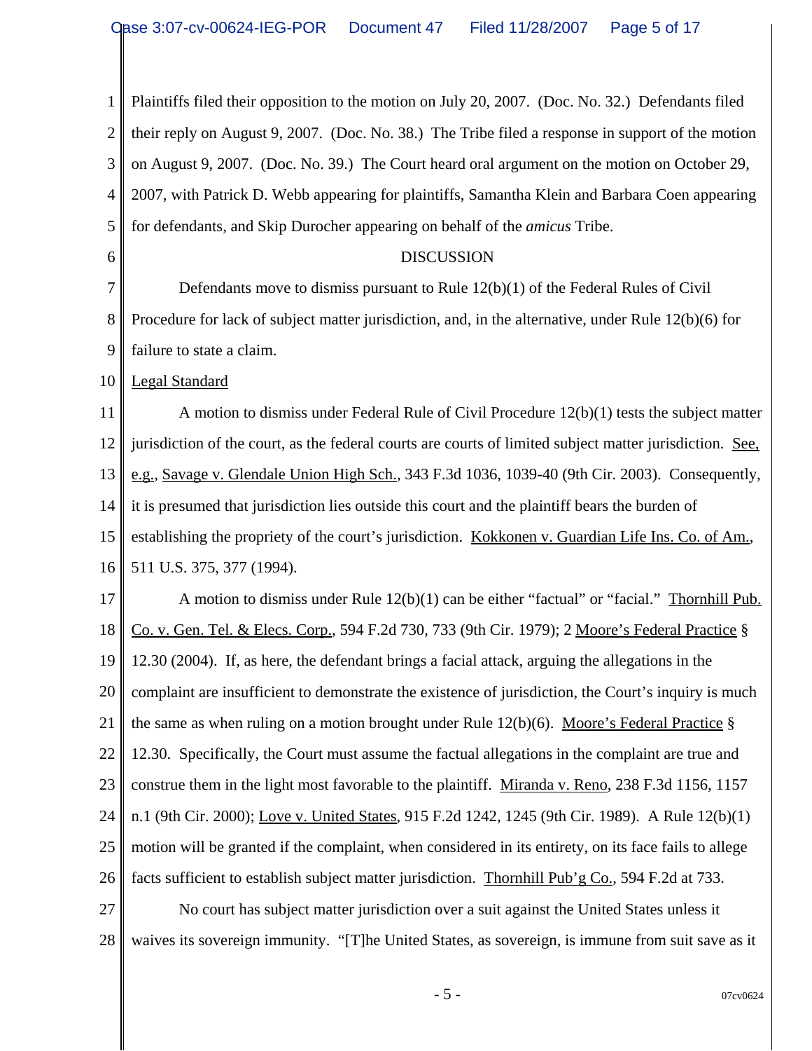Plaintiffs filed their opposition to the motion on July 20, 2007. (Doc. No. 32.) Defendants filed their reply on August 9, 2007. (Doc. No. 38.) The Tribe filed a response in support of the motion on August 9, 2007. (Doc. No. 39.) The Court heard oral argument on the motion on October 29, 2007, with Patrick D. Webb appearing for plaintiffs, Samantha Klein and Barbara Coen appearing for defendants, and Skip Durocher appearing on behalf of the *amicus* Tribe.

DISCUSSION

Defendants move to dismiss pursuant to Rule 12(b)(1) of the Federal Rules of Civil Procedure for lack of subject matter jurisdiction, and, in the alternative, under Rule 12(b)(6) for failure to state a claim.

Legal Standard

A motion to dismiss under Federal Rule of Civil Procedure 12(b)(1) tests the subject matter jurisdiction of the court, as the federal courts are courts of limited subject matter jurisdiction. See, e.g., Savage v. Glendale Union High Sch., 343 F.3d 1036, 1039-40 (9th Cir. 2003). Consequently, it is presumed that jurisdiction lies outside this court and the plaintiff bears the burden of establishing the propriety of the court's jurisdiction. Kokkonen v. Guardian Life Ins. Co. of Am., 511 U.S. 375, 377 (1994).

A motion to dismiss under Rule 12(b)(1) can be either "factual" or "facial." Thornhill Pub. Co. v. Gen. Tel. & Elecs. Corp., 594 F.2d 730, 733 (9th Cir. 1979); 2 Moore's Federal Practice § 12.30 (2004). If, as here, the defendant brings a facial attack, arguing the allegations in the complaint are insufficient to demonstrate the existence of jurisdiction, the Court's inquiry is much the same as when ruling on a motion brought under Rule 12(b)(6). Moore's Federal Practice § 12.30. Specifically, the Court must assume the factual allegations in the complaint are true and construe them in the light most favorable to the plaintiff. Miranda v. Reno, 238 F.3d 1156, 1157 n.1 (9th Cir. 2000); Love v. United States, 915 F.2d 1242, 1245 (9th Cir. 1989). A Rule 12(b)(1) motion will be granted if the complaint, when considered in its entirety, on its face fails to allege facts sufficient to establish subject matter jurisdiction. Thornhill Pub'g Co., 594 F.2d at 733.

No court has subject matter jurisdiction over a suit against the United States unless it waives its sovereign immunity. "[T]he United States, as sovereign, is immune from suit save as it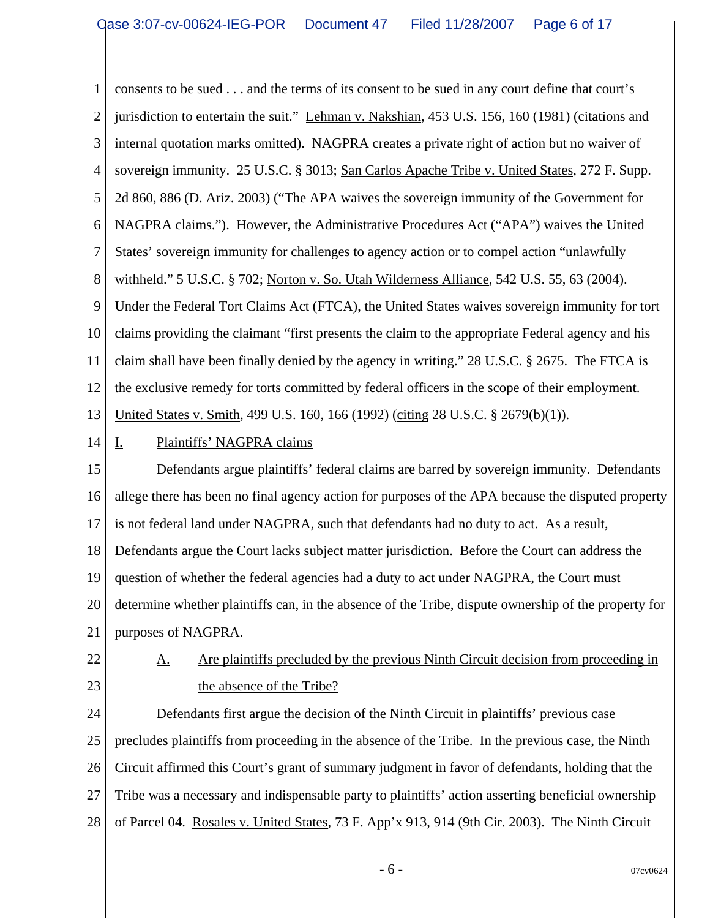consents to be sued . . . and the terms of its consent to be sued in any court define that court's jurisdiction to entertain the suit." Lehman v. Nakshian, 453 U.S. 156, 160 (1981) (citations and internal quotation marks omitted). NAGPRA creates a private right of action but no waiver of sovereign immunity. 25 U.S.C. § 3013; San Carlos Apache Tribe v. United States, 272 F. Supp. 2d 860, 886 (D. Ariz. 2003) ("The APA waives the sovereign immunity of the Government for NAGPRA claims."). However, the Administrative Procedures Act ("APA") waives the United States' sovereign immunity for challenges to agency action or to compel action "unlawfully withheld." 5 U.S.C. § 702; Norton v. So. Utah Wilderness Alliance, 542 U.S. 55, 63 (2004). Under the Federal Tort Claims Act (FTCA), the United States waives sovereign immunity for tort claims providing the claimant "first presents the claim to the appropriate Federal agency and his claim shall have been finally denied by the agency in writing." 28 U.S.C. § 2675. The FTCA is the exclusive remedy for torts committed by federal officers in the scope of their employment. United States v. Smith, 499 U.S. 160, 166 (1992) (citing 28 U.S.C. § 2679(b)(1)).

## I. Plaintiffs' NAGPRA claims

Defendants argue plaintiffs' federal claims are barred by sovereign immunity. Defendants allege there has been no final agency action for purposes of the APA because the disputed property is not federal land under NAGPRA, such that defendants had no duty to act. As a result, Defendants argue the Court lacks subject matter jurisdiction. Before the Court can address the question of whether the federal agencies had a duty to act under NAGPRA, the Court must determine whether plaintiffs can, in the absence of the Tribe, dispute ownership of the property for purposes of NAGPRA.

### A. Are plaintiffs precluded by the previous Ninth Circuit decision from proceeding in the absence of the Tribe?

Defendants first argue the decision of the Ninth Circuit in plaintiffs' previous case precludes plaintiffs from proceeding in the absence of the Tribe. In the previous case, the Ninth Circuit affirmed this Court's grant of summary judgment in favor of defendants, holding that the Tribe was a necessary and indispensable party to plaintiffs' action asserting beneficial ownership of Parcel 04. Rosales v. United States, 73 F. App'x 913, 914 (9th Cir. 2003). The Ninth Circuit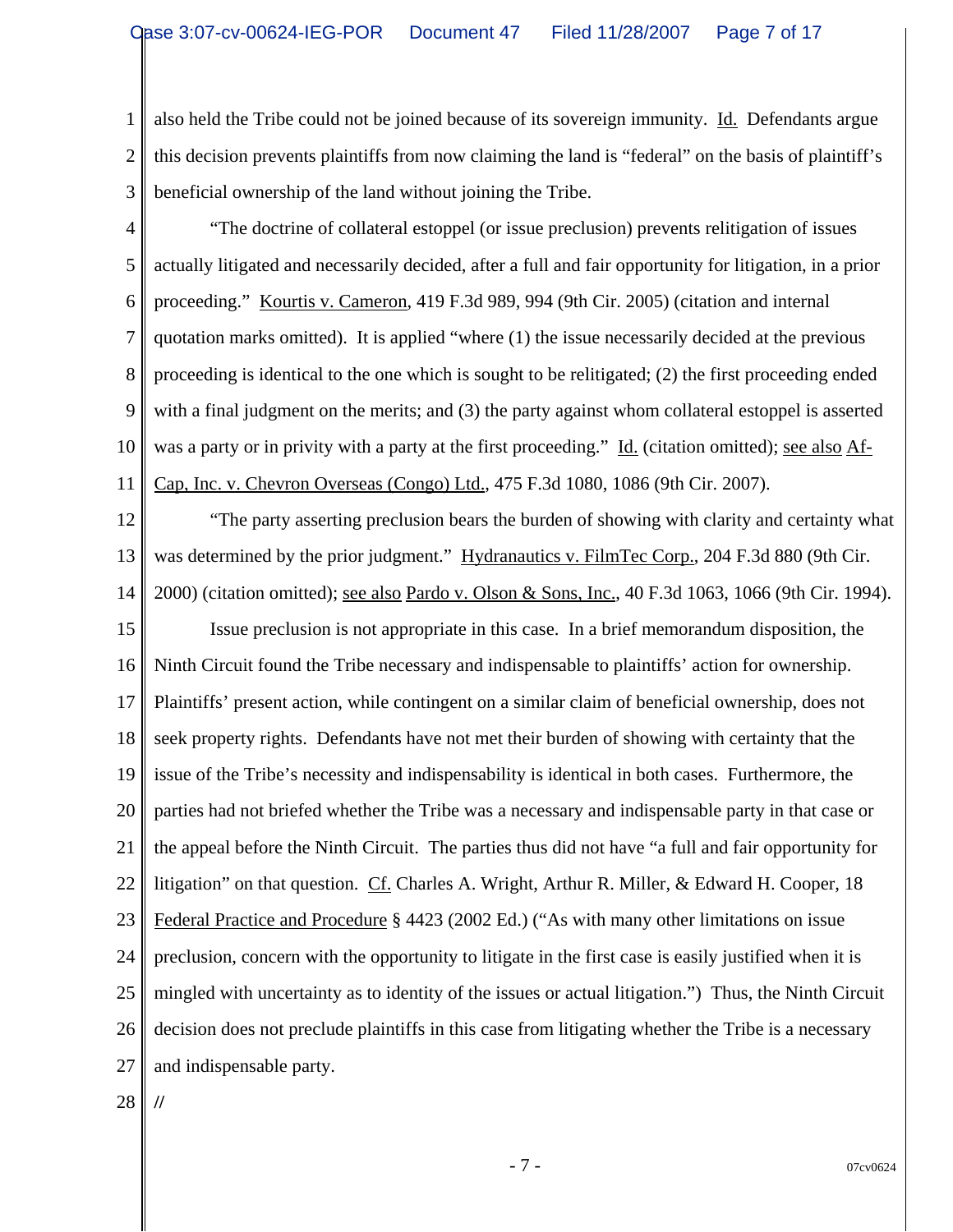also held the Tribe could not be joined because of its sovereign immunity. Id. Defendants argue this decision prevents plaintiffs from now claiming the land is "federal" on the basis of plaintiff's beneficial ownership of the land without joining the Tribe.

"The doctrine of collateral estoppel (or issue preclusion) prevents relitigation of issues actually litigated and necessarily decided, after a full and fair opportunity for litigation, in a prior proceeding." Kourtis v. Cameron, 419 F.3d 989, 994 (9th Cir. 2005) (citation and internal quotation marks omitted). It is applied "where (1) the issue necessarily decided at the previous proceeding is identical to the one which is sought to be relitigated; (2) the first proceeding ended with a final judgment on the merits; and (3) the party against whom collateral estoppel is asserted was a party or in privity with a party at the first proceeding." Id. (citation omitted); see also Af-Cap, Inc. v. Chevron Overseas (Congo) Ltd., 475 F.3d 1080, 1086 (9th Cir. 2007).

"The party asserting preclusion bears the burden of showing with clarity and certainty what was determined by the prior judgment." Hydranautics v. FilmTec Corp., 204 F.3d 880 (9th Cir. 2000) (citation omitted); see also Pardo v. Olson & Sons, Inc., 40 F.3d 1063, 1066 (9th Cir. 1994).

Issue preclusion is not appropriate in this case. In a brief memorandum disposition, the Ninth Circuit found the Tribe necessary and indispensable to plaintiffs' action for ownership. Plaintiffs' present action, while contingent on a similar claim of beneficial ownership, does not seek property rights. Defendants have not met their burden of showing with certainty that the issue of the Tribe's necessity and indispensability is identical in both cases. Furthermore, the parties had not briefed whether the Tribe was a necessary and indispensable party in that case or the appeal before the Ninth Circuit. The parties thus did not have "a full and fair opportunity for litigation" on that question. Cf. Charles A. Wright, Arthur R. Miller, & Edward H. Cooper, 18 Federal Practice and Procedure § 4423 (2002 Ed.) ("As with many other limitations on issue preclusion, concern with the opportunity to litigate in the first case is easily justified when it is mingled with uncertainty as to identity of the issues or actual litigation.") Thus, the Ninth Circuit decision does not preclude plaintiffs in this case from litigating whether the Tribe is a necessary and indispensable party.

//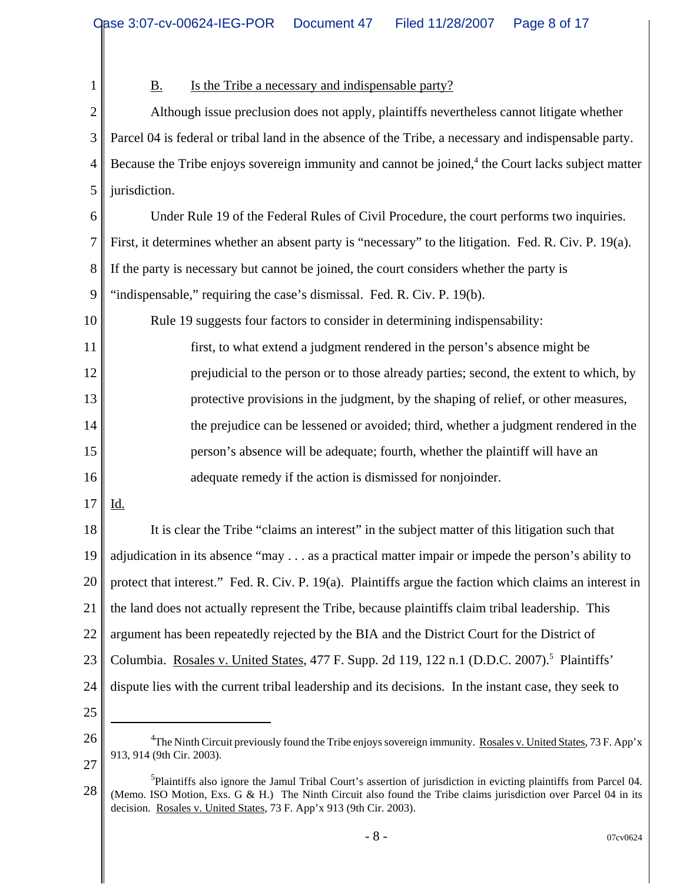B. Is the Tribe a necessary and indispensable party?

Although issue preclusion does not apply, plaintiffs nevertheless cannot litigate whether Parcel 04 is federal or tribal land in the absence of the Tribe, a necessary and indispensable party. Because the Tribe enjoys sovereign immunity and cannot be joined,[4] the Court lacks subject matter jurisdiction.

Under Rule 19 of the Federal Rules of Civil Procedure, the court performs two inquiries. First, it determines whether an absent party is "necessary" to the litigation. Fed. R. Civ. P. 19(a). If the party is necessary but cannot be joined, the court considers whether the party is "indispensable," requiring the case's dismissal. Fed. R. Civ. P. 19(b).

Rule 19 suggests four factors to consider in determining indispensability:

> first, to what extend a judgment rendered in the person's absence might be prejudicial to the person or to those already parties; second, the extent to which, by protective provisions in the judgment, by the shaping of relief, or other measures, the prejudice can be lessened or avoided; third, whether a judgment rendered in the person's absence will be adequate; fourth, whether the plaintiff will have an adequate remedy if the action is dismissed for nonjoinder.

Id.

It is clear the Tribe "claims an interest" in the subject matter of this litigation such that adjudication in its absence "may . . . as a practical matter impair or impede the person's ability to protect that interest." Fed. R. Civ. P. 19(a). Plaintiffs argue the faction which claims an interest in the land does not actually represent the Tribe, because plaintiffs claim tribal leadership. This argument has been repeatedly rejected by the BIA and the District Court for the District of Columbia. Rosales v. United States, 477 F. Supp. 2d 119, 122 n.1 (D.D.C. 2007).[5] Plaintiffs' dispute lies with the current tribal leadership and its decisions. In the instant case, they seek to

---

[4] The Ninth Circuit previously found the Tribe enjoys sovereign immunity. Rosales v. United States, 73 F. App'x 913, 914 (9th Cir. 2003).

[5] Plaintiffs also ignore the Jamul Tribal Court's assertion of jurisdiction in evicting plaintiffs from Parcel 04. (Memo. ISO Motion, Exs. G & H.) The Ninth Circuit also found the Tribe claims jurisdiction over Parcel 04 in its decision. Rosales v. United States, 73 F. App'x 913 (9th Cir. 2003).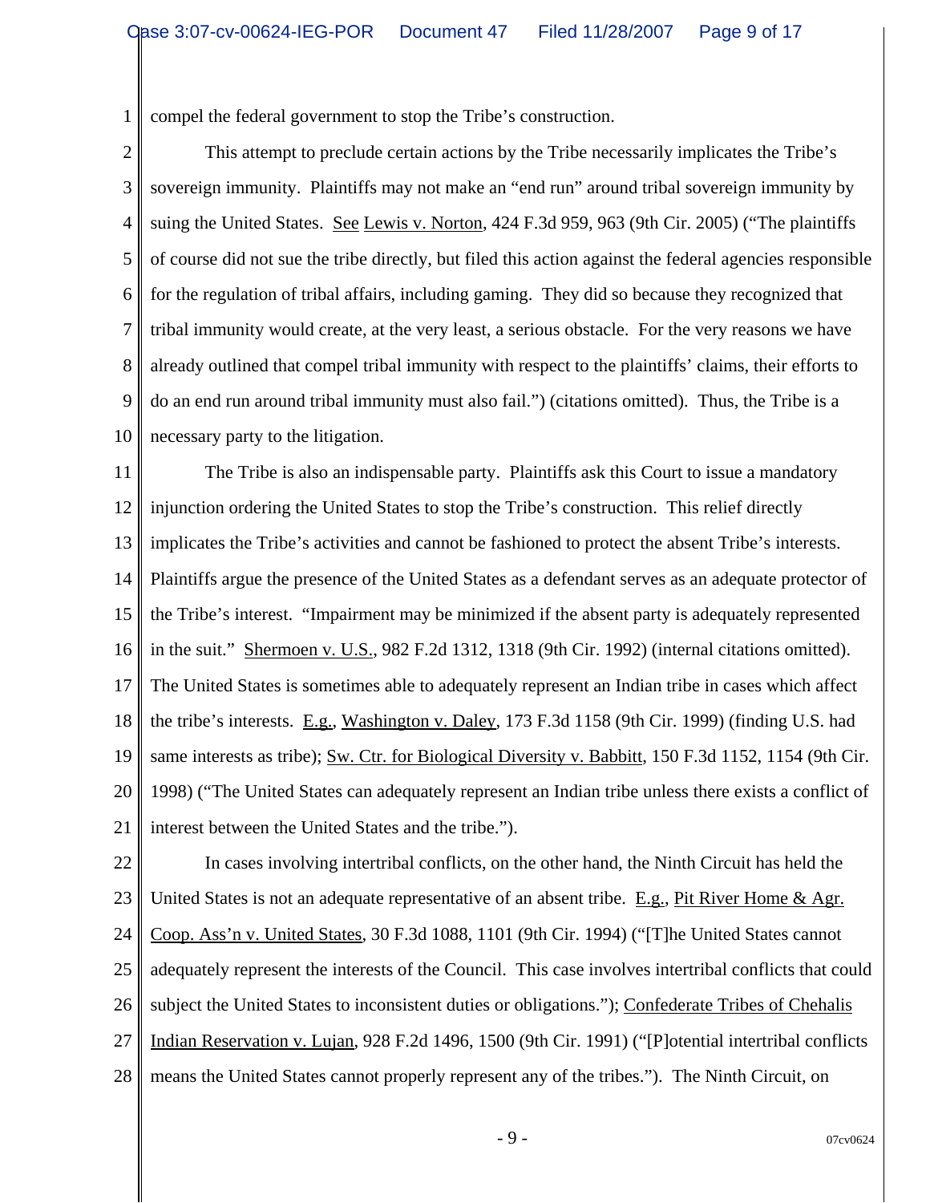compel the federal government to stop the Tribe's construction.

This attempt to preclude certain actions by the Tribe necessarily implicates the Tribe's sovereign immunity. Plaintiffs may not make an "end run" around tribal sovereign immunity by suing the United States. See Lewis v. Norton, 424 F.3d 959, 963 (9th Cir. 2005) ("The plaintiffs of course did not sue the tribe directly, but filed this action against the federal agencies responsible for the regulation of tribal affairs, including gaming. They did so because they recognized that tribal immunity would create, at the very least, a serious obstacle. For the very reasons we have already outlined that compel tribal immunity with respect to the plaintiffs' claims, their efforts to do an end run around tribal immunity must also fail.") (citations omitted). Thus, the Tribe is a necessary party to the litigation.

The Tribe is also an indispensable party. Plaintiffs ask this Court to issue a mandatory injunction ordering the United States to stop the Tribe's construction. This relief directly implicates the Tribe's activities and cannot be fashioned to protect the absent Tribe's interests. Plaintiffs argue the presence of the United States as a defendant serves as an adequate protector of the Tribe's interest. "Impairment may be minimized if the absent party is adequately represented in the suit." Shermoen v. U.S., 982 F.2d 1312, 1318 (9th Cir. 1992) (internal citations omitted). The United States is sometimes able to adequately represent an Indian tribe in cases which affect the tribe's interests. E.g., Washington v. Daley, 173 F.3d 1158 (9th Cir. 1999) (finding U.S. had same interests as tribe); Sw. Ctr. for Biological Diversity v. Babbitt, 150 F.3d 1152, 1154 (9th Cir. 1998) ("The United States can adequately represent an Indian tribe unless there exists a conflict of interest between the United States and the tribe.").

In cases involving intertribal conflicts, on the other hand, the Ninth Circuit has held the United States is not an adequate representative of an absent tribe. E.g., Pit River Home & Agr. Coop. Ass'n v. United States, 30 F.3d 1088, 1101 (9th Cir. 1994) ("[T]he United States cannot adequately represent the interests of the Council. This case involves intertribal conflicts that could subject the United States to inconsistent duties or obligations."); Confederate Tribes of Chehalis Indian Reservation v. Lujan, 928 F.2d 1496, 1500 (9th Cir. 1991) ("[P]otential intertribal conflicts means the United States cannot properly represent any of the tribes."). The Ninth Circuit, on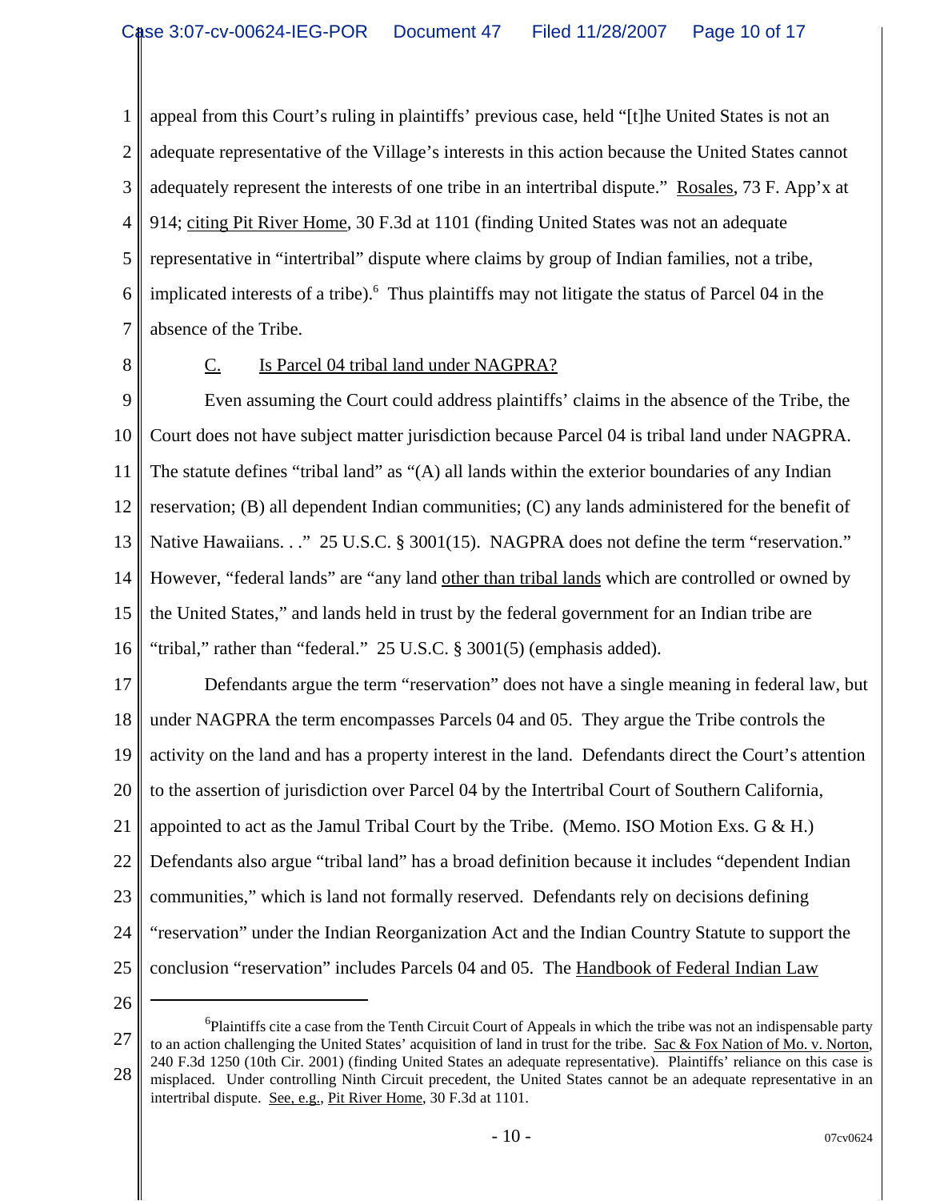appeal from this Court's ruling in plaintiffs' previous case, held "[t]he United States is not an adequate representative of the Village's interests in this action because the United States cannot adequately represent the interests of one tribe in an intertribal dispute." Rosales, 73 F. App'x at 914; citing Pit River Home, 30 F.3d at 1101 (finding United States was not an adequate representative in "intertribal" dispute where claims by group of Indian families, not a tribe, implicated interests of a tribe).[6] Thus plaintiffs may not litigate the status of Parcel 04 in the absence of the Tribe.

C. Is Parcel 04 tribal land under NAGPRA?

Even assuming the Court could address plaintiffs' claims in the absence of the Tribe, the Court does not have subject matter jurisdiction because Parcel 04 is tribal land under NAGPRA. The statute defines "tribal land" as "(A) all lands within the exterior boundaries of any Indian reservation; (B) all dependent Indian communities; (C) any lands administered for the benefit of Native Hawaiians. . ." 25 U.S.C. § 3001(15). NAGPRA does not define the term "reservation." However, "federal lands" are "any land other than tribal lands which are controlled or owned by the United States," and lands held in trust by the federal government for an Indian tribe are "tribal," rather than "federal." 25 U.S.C. § 3001(5) (emphasis added).

Defendants argue the term "reservation" does not have a single meaning in federal law, but under NAGPRA the term encompasses Parcels 04 and 05. They argue the Tribe controls the activity on the land and has a property interest in the land. Defendants direct the Court's attention to the assertion of jurisdiction over Parcel 04 by the Intertribal Court of Southern California, appointed to act as the Jamul Tribal Court by the Tribe. (Memo. ISO Motion Exs. G & H.) Defendants also argue "tribal land" has a broad definition because it includes "dependent Indian communities," which is land not formally reserved. Defendants rely on decisions defining "reservation" under the Indian Reorganization Act and the Indian Country Statute to support the conclusion "reservation" includes Parcels 04 and 05. The Handbook of Federal Indian Law

---

[6] Plaintiffs cite a case from the Tenth Circuit Court of Appeals in which the tribe was not an indispensable party to an action challenging the United States' acquisition of land in trust for the tribe. Sac & Fox Nation of Mo. v. Norton, 240 F.3d 1250 (10th Cir. 2001) (finding United States an adequate representative). Plaintiffs' reliance on this case is misplaced. Under controlling Ninth Circuit precedent, the United States cannot be an adequate representative in an intertribal dispute. See, e.g., Pit River Home, 30 F.3d at 1101.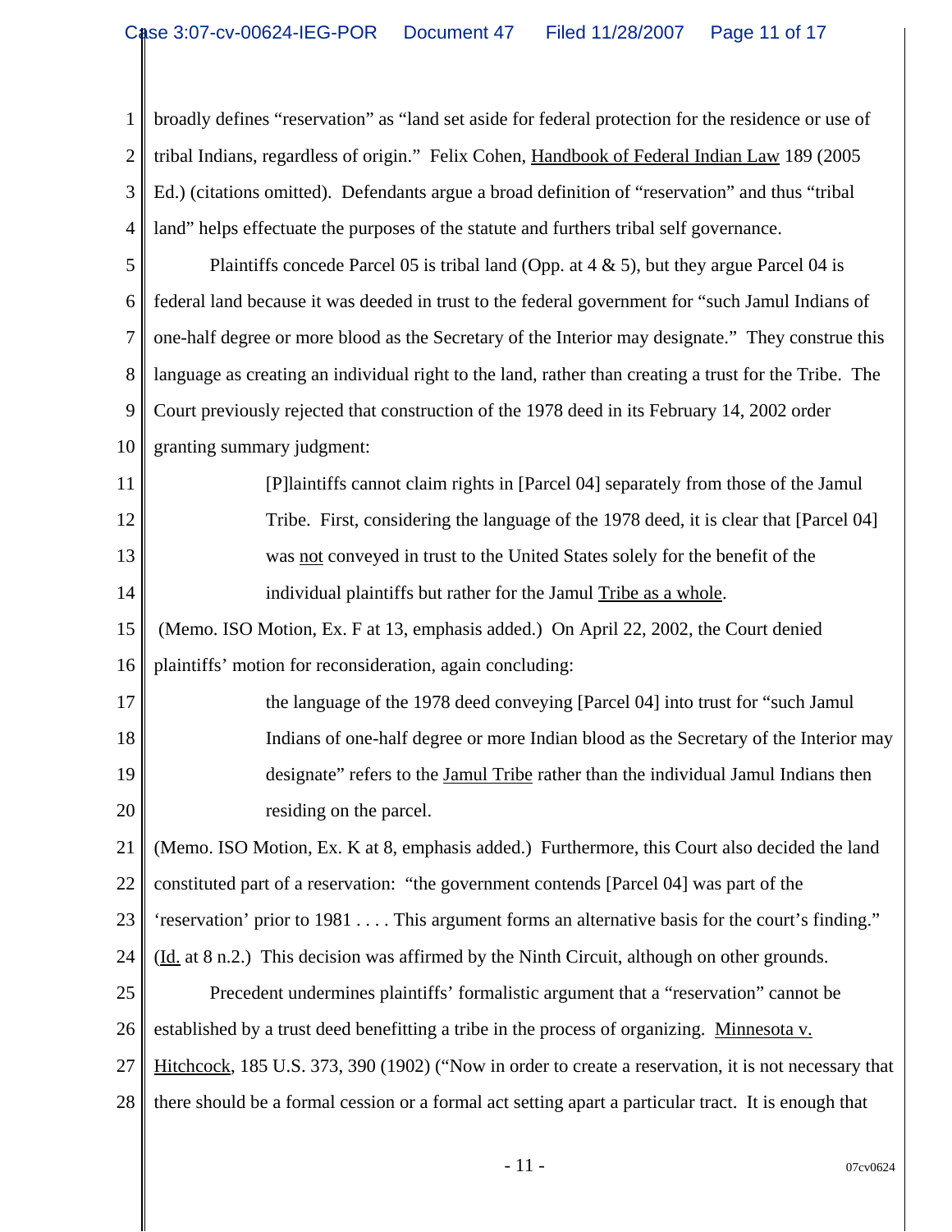broadly defines "reservation" as "land set aside for federal protection for the residence or use of tribal Indians, regardless of origin." Felix Cohen, Handbook of Federal Indian Law 189 (2005 Ed.) (citations omitted). Defendants argue a broad definition of "reservation" and thus "tribal land" helps effectuate the purposes of the statute and furthers tribal self governance.

Plaintiffs concede Parcel 05 is tribal land (Opp. at 4 & 5), but they argue Parcel 04 is federal land because it was deeded in trust to the federal government for "such Jamul Indians of one-half degree or more blood as the Secretary of the Interior may designate." They construe this language as creating an individual right to the land, rather than creating a trust for the Tribe. The Court previously rejected that construction of the 1978 deed in its February 14, 2002 order granting summary judgment:

> [P]laintiffs cannot claim rights in [Parcel 04] separately from those of the Jamul Tribe. First, considering the language of the 1978 deed, it is clear that [Parcel 04] was <u>not</u> conveyed in trust to the United States solely for the benefit of the individual plaintiffs but rather for the Jamul <u>Tribe as a whole</u>.

(Memo. ISO Motion, Ex. F at 13, emphasis added.) On April 22, 2002, the Court denied plaintiffs' motion for reconsideration, again concluding:

> the language of the 1978 deed conveying [Parcel 04] into trust for "such Jamul Indians of one-half degree or more Indian blood as the Secretary of the Interior may designate" refers to the <u>Jamul Tribe</u> rather than the individual Jamul Indians then residing on the parcel.

(Memo. ISO Motion, Ex. K at 8, emphasis added.) Furthermore, this Court also decided the land constituted part of a reservation: "the government contends [Parcel 04] was part of the 'reservation' prior to 1981 . . . . This argument forms an alternative basis for the court's finding." (Id. at 8 n.2.) This decision was affirmed by the Ninth Circuit, although on other grounds.

Precedent undermines plaintiffs' formalistic argument that a "reservation" cannot be established by a trust deed benefitting a tribe in the process of organizing. Minnesota v. Hitchcock, 185 U.S. 373, 390 (1902) ("Now in order to create a reservation, it is not necessary that there should be a formal cession or a formal act setting apart a particular tract. It is enough that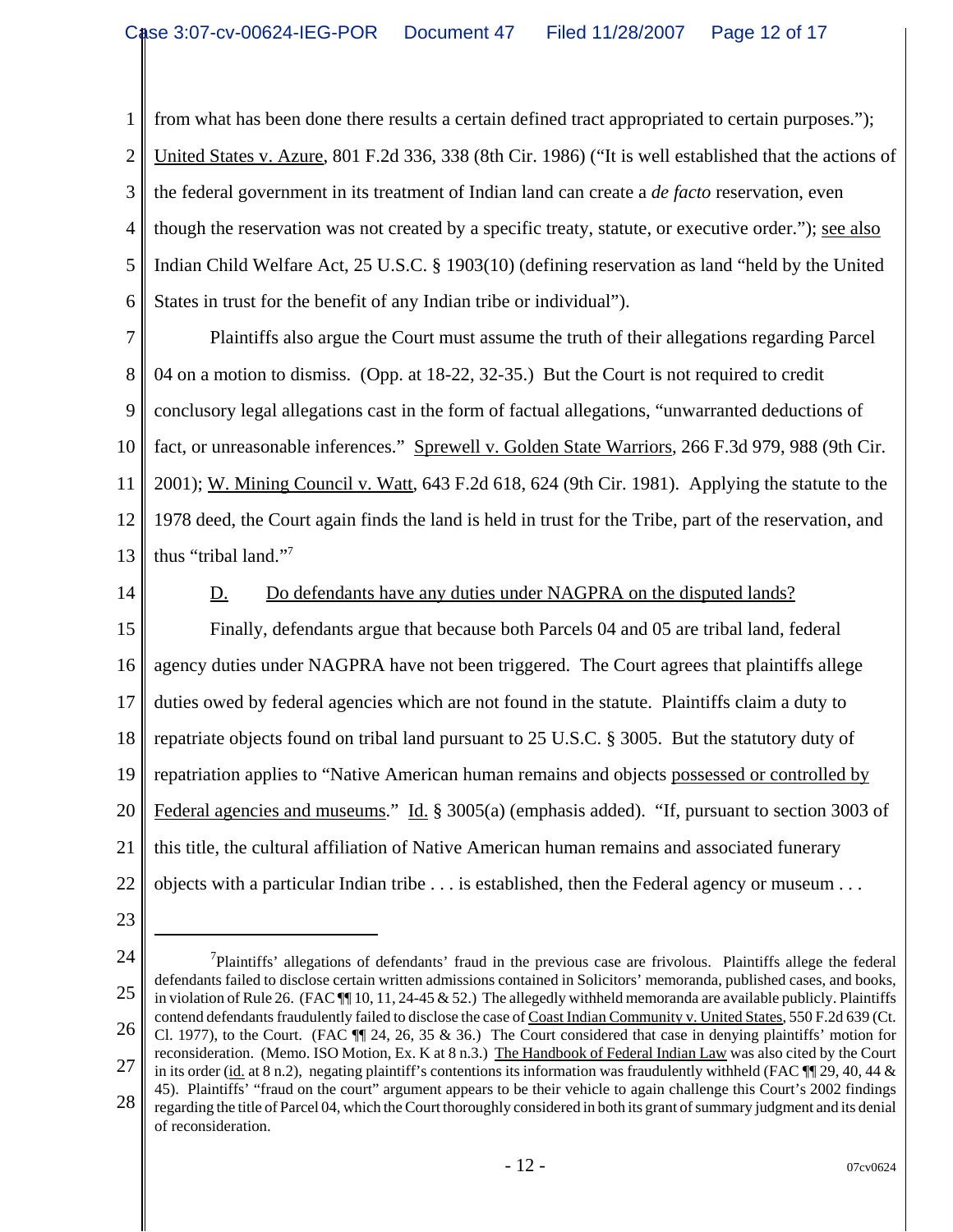from what has been done there results a certain defined tract appropriated to certain purposes."); United States v. Azure, 801 F.2d 336, 338 (8th Cir. 1986) ("It is well established that the actions of the federal government in its treatment of Indian land can create a *de facto* reservation, even though the reservation was not created by a specific treaty, statute, or executive order."); see also Indian Child Welfare Act, 25 U.S.C. § 1903(10) (defining reservation as land "held by the United States in trust for the benefit of any Indian tribe or individual").

Plaintiffs also argue the Court must assume the truth of their allegations regarding Parcel 04 on a motion to dismiss. (Opp. at 18-22, 32-35.) But the Court is not required to credit conclusory legal allegations cast in the form of factual allegations, "unwarranted deductions of fact, or unreasonable inferences." Sprewell v. Golden State Warriors, 266 F.3d 979, 988 (9th Cir. 2001); W. Mining Council v. Watt, 643 F.2d 618, 624 (9th Cir. 1981). Applying the statute to the 1978 deed, the Court again finds the land is held in trust for the Tribe, part of the reservation, and thus "tribal land."[7]

D. Do defendants have any duties under NAGPRA on the disputed lands?

Finally, defendants argue that because both Parcels 04 and 05 are tribal land, federal agency duties under NAGPRA have not been triggered. The Court agrees that plaintiffs allege duties owed by federal agencies which are not found in the statute. Plaintiffs claim a duty to repatriate objects found on tribal land pursuant to 25 U.S.C. § 3005. But the statutory duty of repatriation applies to "Native American human remains and objects possessed or controlled by Federal agencies and museums." Id. § 3005(a) (emphasis added). "If, pursuant to section 3003 of this title, the cultural affiliation of Native American human remains and associated funerary objects with a particular Indian tribe . . . is established, then the Federal agency or museum . . .

---

[7] Plaintiffs' allegations of defendants' fraud in the previous case are frivolous. Plaintiffs allege the federal defendants failed to disclose certain written admissions contained in Solicitors' memoranda, published cases, and books, in violation of Rule 26. (FAC ¶¶ 10, 11, 24-45 & 52.) The allegedly withheld memoranda are available publicly. Plaintiffs contend defendants fraudulently failed to disclose the case of Coast Indian Community v. United States, 550 F.2d 639 (Ct. Cl. 1977), to the Court. (FAC ¶¶ 24, 26, 35 & 36.) The Court considered that case in denying plaintiffs' motion for reconsideration. (Memo. ISO Motion, Ex. K at 8 n.3.) The Handbook of Federal Indian Law was also cited by the Court in its order (id. at 8 n.2), negating plaintiff's contentions its information was fraudulently withheld (FAC ¶¶ 29, 40, 44 & 45). Plaintiffs' "fraud on the court" argument appears to be their vehicle to again challenge this Court's 2002 findings regarding the title of Parcel 04, which the Court thoroughly considered in both its grant of summary judgment and its denial of reconsideration.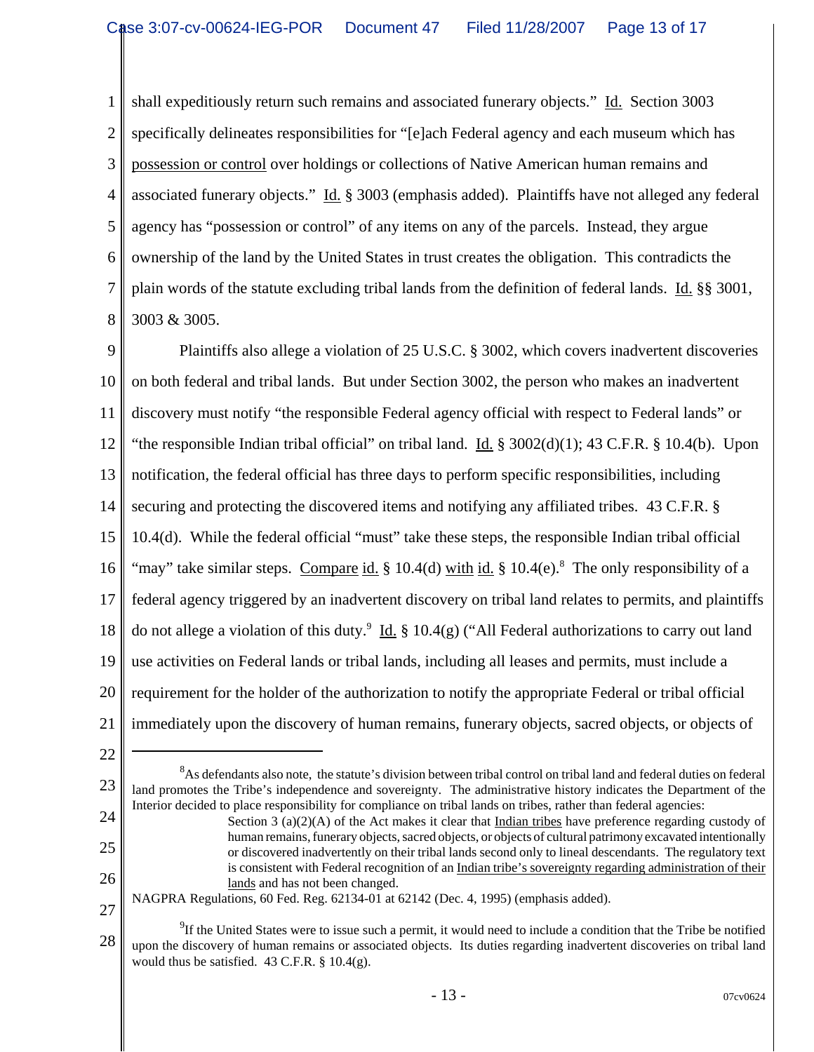shall expeditiously return such remains and associated funerary objects." Id. Section 3003 specifically delineates responsibilities for "[e]ach Federal agency and each museum which has possession or control over holdings or collections of Native American human remains and associated funerary objects." Id. § 3003 (emphasis added). Plaintiffs have not alleged any federal agency has "possession or control" of any items on any of the parcels. Instead, they argue ownership of the land by the United States in trust creates the obligation. This contradicts the plain words of the statute excluding tribal lands from the definition of federal lands. Id. §§ 3001, 3003 & 3005.

Plaintiffs also allege a violation of 25 U.S.C. § 3002, which covers inadvertent discoveries on both federal and tribal lands. But under Section 3002, the person who makes an inadvertent discovery must notify "the responsible Federal agency official with respect to Federal lands" or "the responsible Indian tribal official" on tribal land. Id. § 3002(d)(1); 43 C.F.R. § 10.4(b). Upon notification, the federal official has three days to perform specific responsibilities, including securing and protecting the discovered items and notifying any affiliated tribes. 43 C.F.R. § 10.4(d). While the federal official "must" take these steps, the responsible Indian tribal official "may" take similar steps. Compare id. § 10.4(d) with id. § 10.4(e).[8] The only responsibility of a federal agency triggered by an inadvertent discovery on tribal land relates to permits, and plaintiffs do not allege a violation of this duty.[9] Id. § 10.4(g) ("All Federal authorizations to carry out land use activities on Federal lands or tribal lands, including all leases and permits, must include a requirement for the holder of the authorization to notify the appropriate Federal or tribal official immediately upon the discovery of human remains, funerary objects, sacred objects, or objects of

---

[8] As defendants also note, the statute's division between tribal control on tribal land and federal duties on federal land promotes the Tribe's independence and sovereignty. The administrative history indicates the Department of the Interior decided to place responsibility for compliance on tribal lands on tribes, rather than federal agencies:

> Section 3 (a)(2)(A) of the Act makes it clear that Indian tribes have preference regarding custody of human remains, funerary objects, sacred objects, or objects of cultural patrimony excavated intentionally or discovered inadvertently on their tribal lands second only to lineal descendants. The regulatory text is consistent with Federal recognition of an Indian tribe's sovereignty regarding administration of their lands and has not been changed.

NAGPRA Regulations, 60 Fed. Reg. 62134-01 at 62142 (Dec. 4, 1995) (emphasis added).

[9] If the United States were to issue such a permit, it would need to include a condition that the Tribe be notified upon the discovery of human remains or associated objects. Its duties regarding inadvertent discoveries on tribal land would thus be satisfied. 43 C.F.R. § 10.4(g).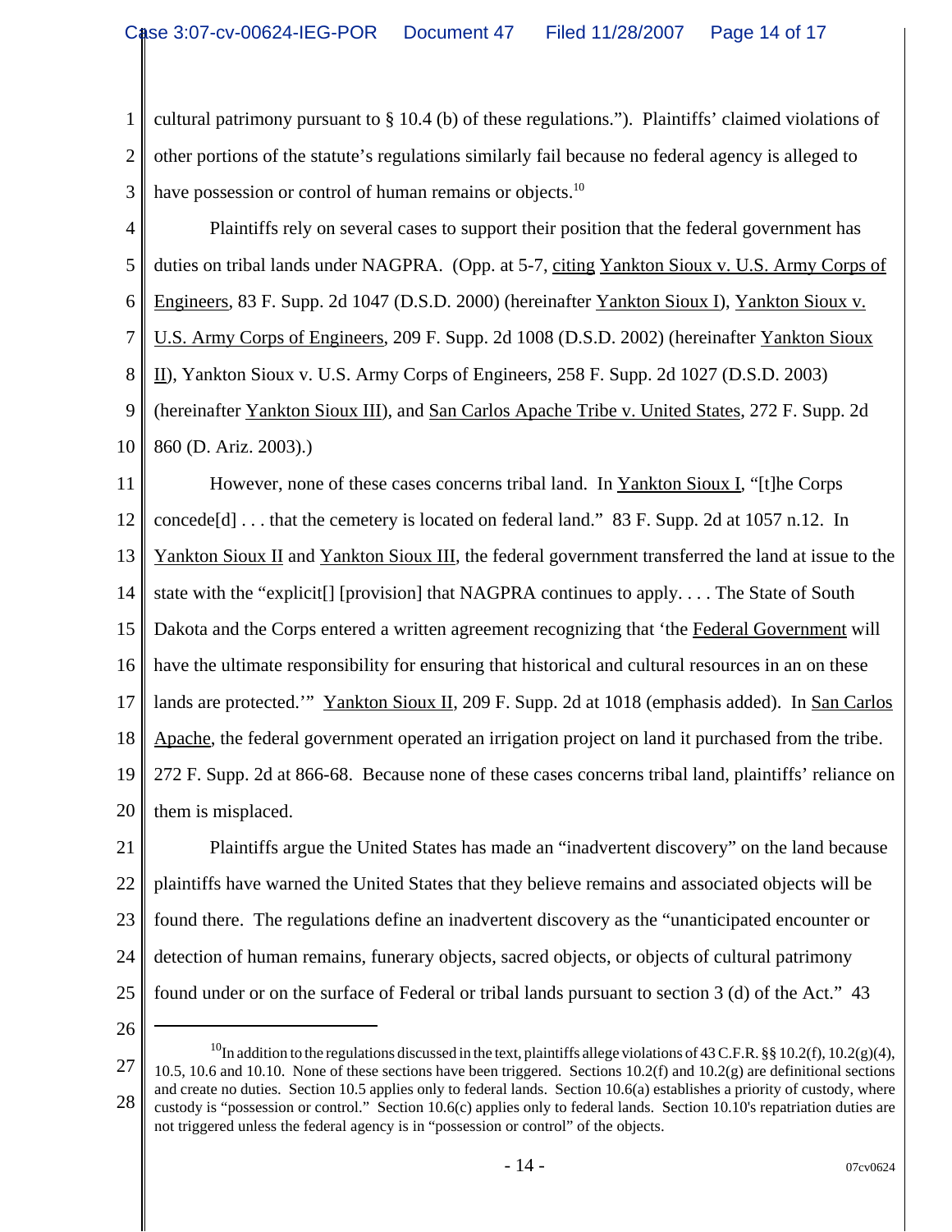cultural patrimony pursuant to § 10.4 (b) of these regulations."). Plaintiffs' claimed violations of other portions of the statute's regulations similarly fail because no federal agency is alleged to have possession or control of human remains or objects.[10]

Plaintiffs rely on several cases to support their position that the federal government has duties on tribal lands under NAGPRA. (Opp. at 5-7, citing Yankton Sioux v. U.S. Army Corps of Engineers, 83 F. Supp. 2d 1047 (D.S.D. 2000) (hereinafter Yankton Sioux I), Yankton Sioux v. U.S. Army Corps of Engineers, 209 F. Supp. 2d 1008 (D.S.D. 2002) (hereinafter Yankton Sioux II), Yankton Sioux v. U.S. Army Corps of Engineers, 258 F. Supp. 2d 1027 (D.S.D. 2003) (hereinafter Yankton Sioux III), and San Carlos Apache Tribe v. United States, 272 F. Supp. 2d 860 (D. Ariz. 2003).)

However, none of these cases concerns tribal land. In Yankton Sioux I, "[t]he Corps concede[d] . . . that the cemetery is located on federal land." 83 F. Supp. 2d at 1057 n.12. In Yankton Sioux II and Yankton Sioux III, the federal government transferred the land at issue to the state with the "explicit[] [provision] that NAGPRA continues to apply. . . . The State of South Dakota and the Corps entered a written agreement recognizing that 'the Federal Government will have the ultimate responsibility for ensuring that historical and cultural resources in an on these lands are protected.'" Yankton Sioux II, 209 F. Supp. 2d at 1018 (emphasis added). In San Carlos Apache, the federal government operated an irrigation project on land it purchased from the tribe. 272 F. Supp. 2d at 866-68. Because none of these cases concerns tribal land, plaintiffs' reliance on them is misplaced.

Plaintiffs argue the United States has made an "inadvertent discovery" on the land because plaintiffs have warned the United States that they believe remains and associated objects will be found there. The regulations define an inadvertent discovery as the "unanticipated encounter or detection of human remains, funerary objects, sacred objects, or objects of cultural patrimony found under or on the surface of Federal or tribal lands pursuant to section 3 (d) of the Act." 43

---

[10] In addition to the regulations discussed in the text, plaintiffs allege violations of 43 C.F.R. §§ 10.2(f), 10.2(g)(4), 10.5, 10.6 and 10.10. None of these sections have been triggered. Sections 10.2(f) and 10.2(g) are definitional sections and create no duties. Section 10.5 applies only to federal lands. Section 10.6(a) establishes a priority of custody, where custody is "possession or control." Section 10.6(c) applies only to federal lands. Section 10.10's repatriation duties are not triggered unless the federal agency is in "possession or control" of the objects.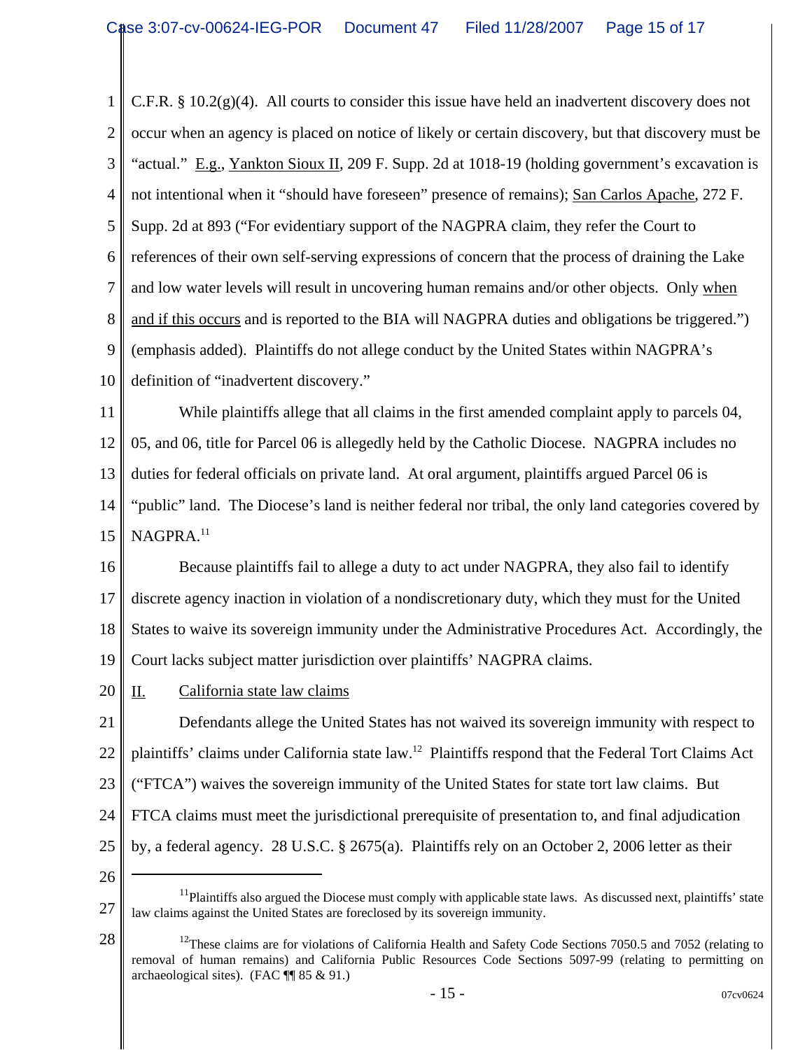C.F.R. § 10.2(g)(4). All courts to consider this issue have held an inadvertent discovery does not occur when an agency is placed on notice of likely or certain discovery, but that discovery must be "actual." E.g., Yankton Sioux II, 209 F. Supp. 2d at 1018-19 (holding government's excavation is not intentional when it "should have foreseen" presence of remains); San Carlos Apache, 272 F. Supp. 2d at 893 ("For evidentiary support of the NAGPRA claim, they refer the Court to references of their own self-serving expressions of concern that the process of draining the Lake and low water levels will result in uncovering human remains and/or other objects. Only when and if this occurs and is reported to the BIA will NAGPRA duties and obligations be triggered.") (emphasis added). Plaintiffs do not allege conduct by the United States within NAGPRA's definition of "inadvertent discovery."

While plaintiffs allege that all claims in the first amended complaint apply to parcels 04, 05, and 06, title for Parcel 06 is allegedly held by the Catholic Diocese. NAGPRA includes no duties for federal officials on private land. At oral argument, plaintiffs argued Parcel 06 is "public" land. The Diocese's land is neither federal nor tribal, the only land categories covered by NAGPRA.[11]

Because plaintiffs fail to allege a duty to act under NAGPRA, they also fail to identify discrete agency inaction in violation of a nondiscretionary duty, which they must for the United States to waive its sovereign immunity under the Administrative Procedures Act. Accordingly, the Court lacks subject matter jurisdiction over plaintiffs' NAGPRA claims.

## II. California state law claims

Defendants allege the United States has not waived its sovereign immunity with respect to plaintiffs' claims under California state law.[12] Plaintiffs respond that the Federal Tort Claims Act ("FTCA") waives the sovereign immunity of the United States for state tort law claims. But FTCA claims must meet the jurisdictional prerequisite of presentation to, and final adjudication by, a federal agency. 28 U.S.C. § 2675(a). Plaintiffs rely on an October 2, 2006 letter as their

---

[11] Plaintiffs also argued the Diocese must comply with applicable state laws. As discussed next, plaintiffs' state law claims against the United States are foreclosed by its sovereign immunity.

[12] These claims are for violations of California Health and Safety Code Sections 7050.5 and 7052 (relating to removal of human remains) and California Public Resources Code Sections 5097-99 (relating to permitting on archaeological sites). (FAC ¶¶ 85 & 91.)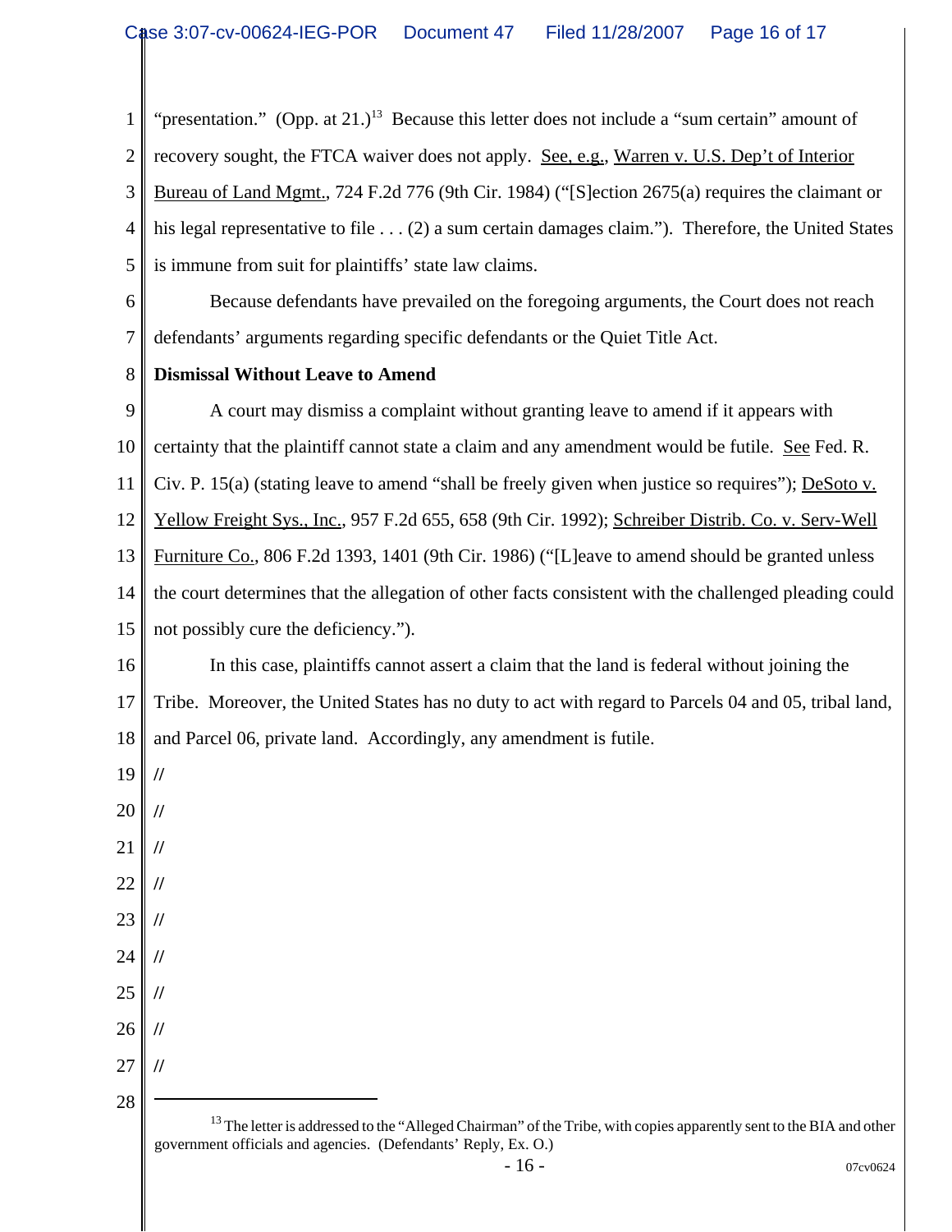"presentation." (Opp. at 21.)[13] Because this letter does not include a "sum certain" amount of recovery sought, the FTCA waiver does not apply. See, e.g., Warren v. U.S. Dep't of Interior Bureau of Land Mgmt., 724 F.2d 776 (9th Cir. 1984) ("[S]ection 2675(a) requires the claimant or his legal representative to file . . . (2) a sum certain damages claim."). Therefore, the United States is immune from suit for plaintiffs' state law claims.

Because defendants have prevailed on the foregoing arguments, the Court does not reach defendants' arguments regarding specific defendants or the Quiet Title Act.

**Dismissal Without Leave to Amend**

A court may dismiss a complaint without granting leave to amend if it appears with certainty that the plaintiff cannot state a claim and any amendment would be futile. See Fed. R. Civ. P. 15(a) (stating leave to amend "shall be freely given when justice so requires"); DeSoto v. Yellow Freight Sys., Inc., 957 F.2d 655, 658 (9th Cir. 1992); Schreiber Distrib. Co. v. Serv-Well Furniture Co., 806 F.2d 1393, 1401 (9th Cir. 1986) ("[L]eave to amend should be granted unless the court determines that the allegation of other facts consistent with the challenged pleading could not possibly cure the deficiency.").

In this case, plaintiffs cannot assert a claim that the land is federal without joining the Tribe. Moreover, the United States has no duty to act with regard to Parcels 04 and 05, tribal land, and Parcel 06, private land. Accordingly, any amendment is futile.

//

//

//

//

//

//

//

//

//

[13] The letter is addressed to the "Alleged Chairman" of the Tribe, with copies apparently sent to the BIA and other government officials and agencies. (Defendants' Reply, Ex. O.)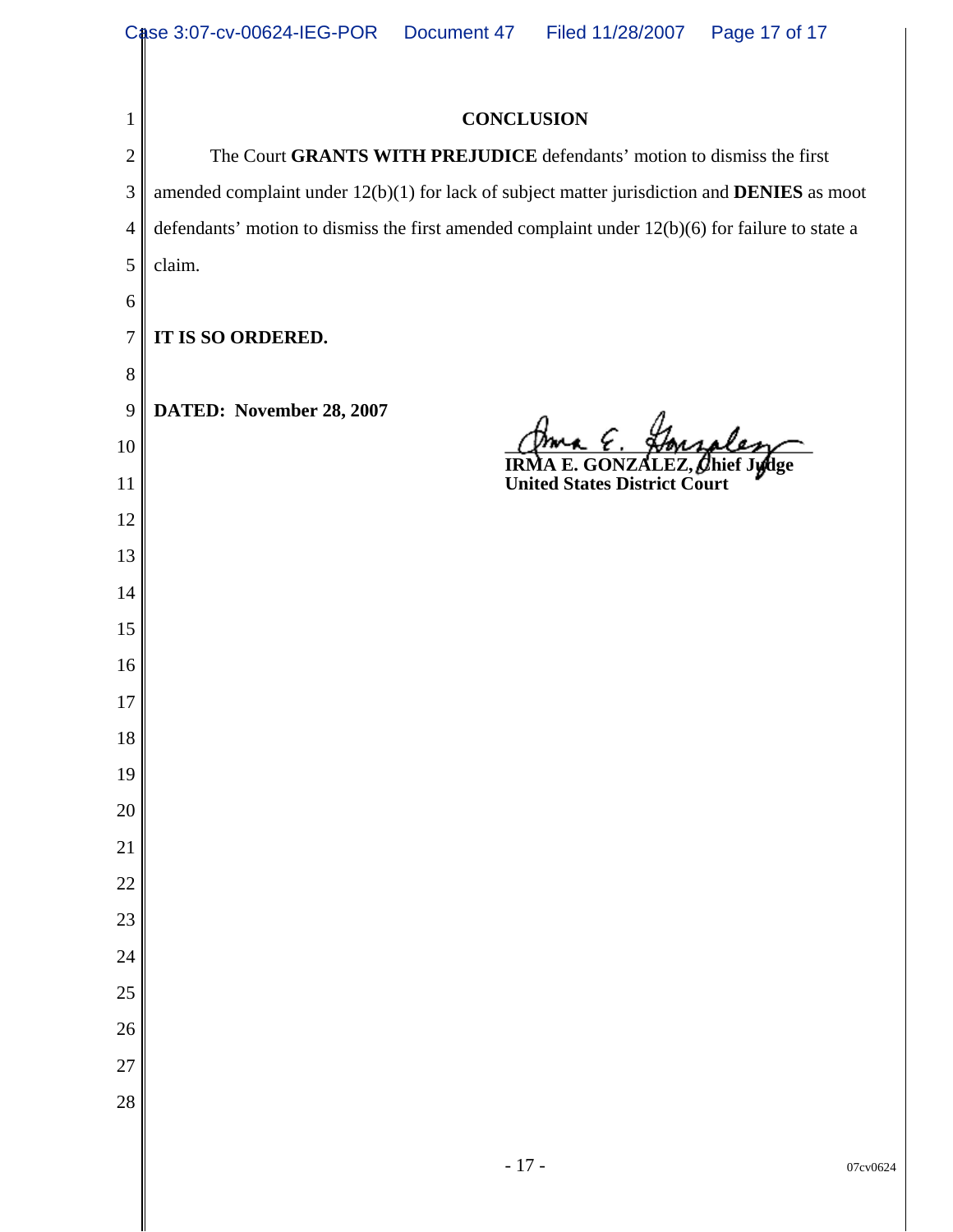## CONCLUSION

The Court **GRANTS WITH PREJUDICE** defendants' motion to dismiss the first amended complaint under 12(b)(1) for lack of subject matter jurisdiction and **DENIES** as moot defendants' motion to dismiss the first amended complaint under 12(b)(6) for failure to state a claim.

**IT IS SO ORDERED.**

**DATED: November 28, 2007**

**IRMA E. GONZALEZ, Chief Judge**
**United States District Court**

07cv0624